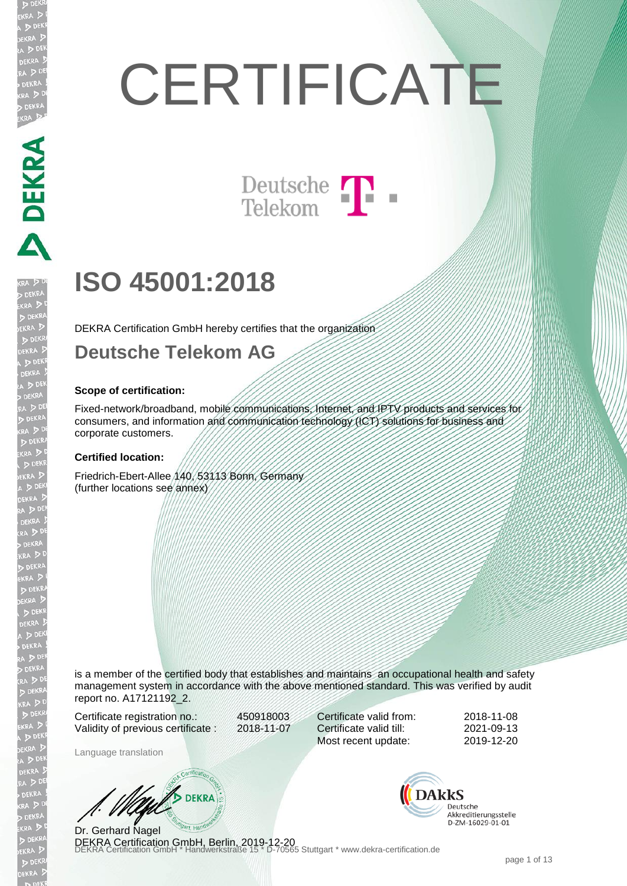# CERTIFICATE

Deutsche Telekom

## ISO 45001:2018

DEKRA Certification GmbH hereby certifies that the organization

## Deutsche Telekom AG

**Scope of certification:**

Fixed-network/broadband, mobile communications, Internet, and IPTV products and services for consumers, and information and communication technology (ICT) solutions for business and corporate customers.

**Certified location:**

Friedrich-Ebert-Allee 140, 53113 Bonn, Germany
(further locations see annex)

is a member of the certified body that establishes and maintains an occupational health and safety management system in accordance with the above mentioned standard. This was verified by audit report no. A17121192_2.

| | | | |
|---|---|---|---|
| Certificate registration no.: | 450918003 | Certificate valid from: | 2018-11-08 |
| Validity of previous certificate : | 2018-11-07 | Certificate valid till: | 2021-09-13 |
| | | Most recent update: | 2019-12-20 |

Language translation

Dr. Gerhard Nagel
DEKRA Certification GmbH, Berlin, 2019-12-20

DAkkS Deutsche Akkreditierungsstelle D-ZM-16029-01-01

DEKRA Certification GmbH * Handwerkstraße 15 * D-70565 Stuttgart * www.dekra-certification.de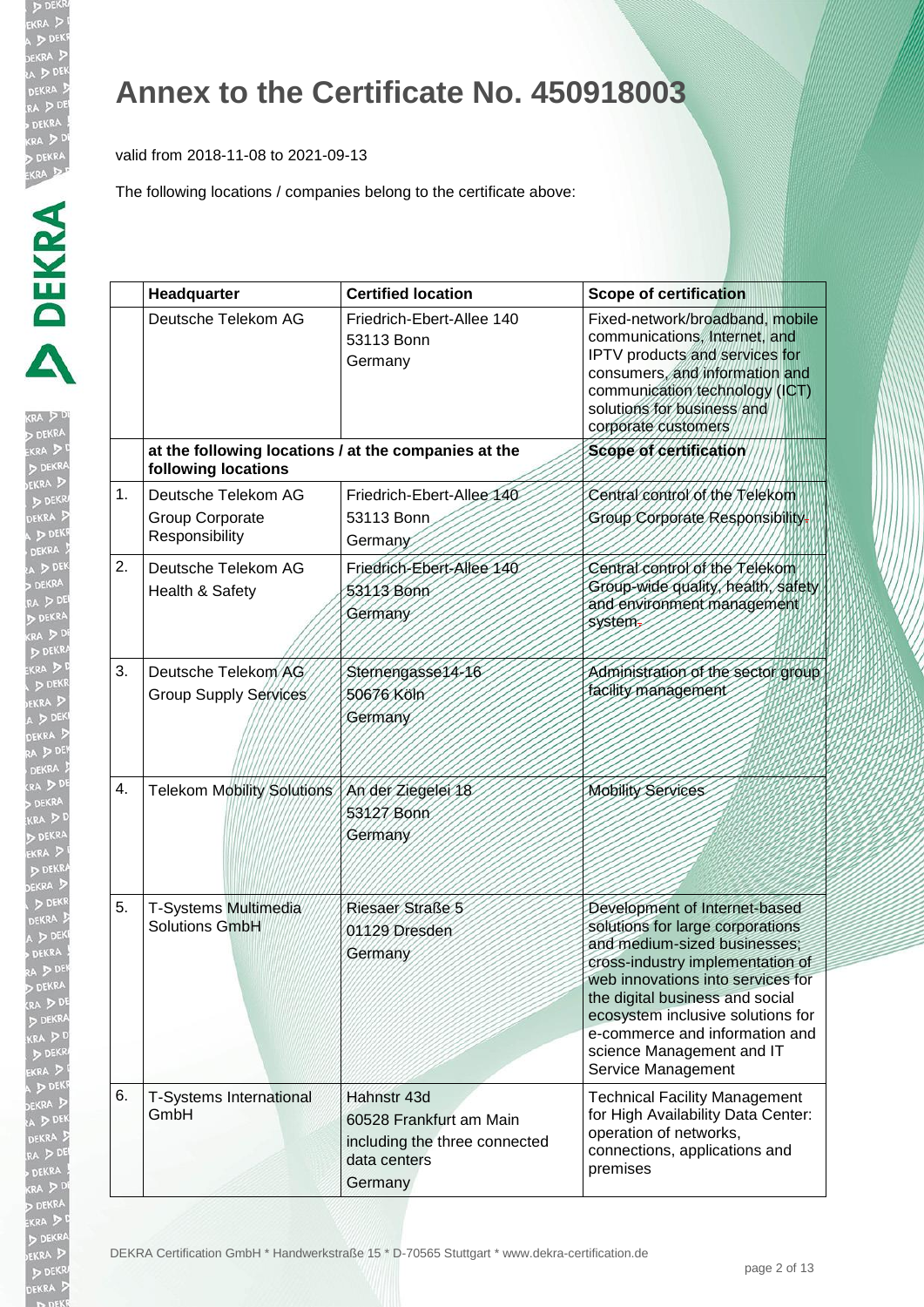# Annex to the Certificate No. 450918003

valid from 2018-11-08 to 2021-09-13

The following locations / companies belong to the certificate above:

| | Headquarter | Certified location | Scope of certification |
|---|---|---|---|
| | Deutsche Telekom AG | Friedrich-Ebert-Allee 140<br>53113 Bonn<br>Germany | Fixed-network/broadband, mobile communications, Internet, and IPTV products and services for consumers, and information and communication technology (ICT) solutions for business and corporate customers |
| | **at the following locations / at the companies at the following locations** | | **Scope of certification** |
| 1. | Deutsche Telekom AG<br>Group Corporate Responsibility | Friedrich-Ebert-Allee 140<br>53113 Bonn<br>Germany | Central control of the Telekom Group Corporate Responsibility. |
| 2. | Deutsche Telekom AG<br>Health & Safety | Friedrich-Ebert-Allee 140<br>53113 Bonn<br>Germany | Central control of the Telekom Group-wide quality, health, safety and environment management system. |
| 3. | Deutsche Telekom AG<br>Group Supply Services | Sternengasse14-16<br>50676 Köln<br>Germany | Administration of the sector group facility management |
| 4. | Telekom Mobility Solutions | An der Ziegelei 18<br>53127 Bonn<br>Germany | Mobility Services |
| 5. | T-Systems Multimedia Solutions GmbH | Riesaer Straße 5<br>01129 Dresden<br>Germany | Development of Internet-based solutions for large corporations and medium-sized businesses; cross-industry implementation of web innovations into services for the digital business and social ecosystem inclusive solutions for e-commerce and information and science Management and IT Service Management |
| 6. | T-Systems International GmbH | Hahnstr 43d<br>60528 Frankfurt am Main<br>including the three connected data centers<br>Germany | Technical Facility Management for High Availability Data Center: operation of networks, connections, applications and premises |

DEKRA Certification GmbH * Handwerkstraße 15 * D-70565 Stuttgart * www.dekra-certification.de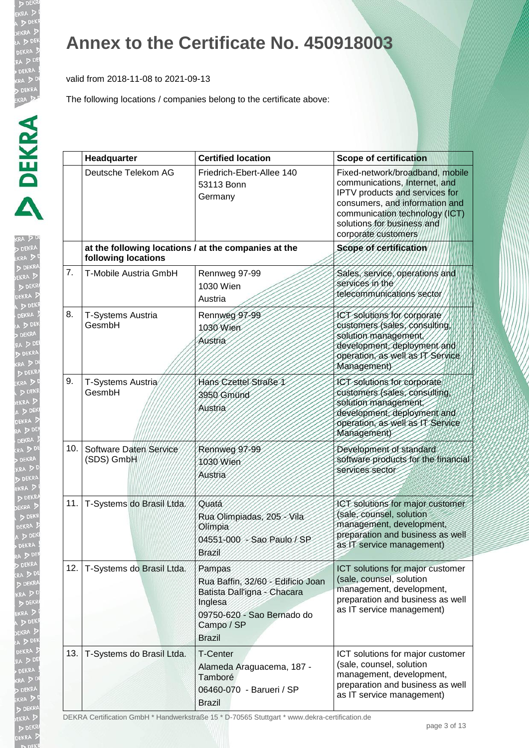# Annex to the Certificate No. 450918003

valid from 2018-11-08 to 2021-09-13

The following locations / companies belong to the certificate above:

| | Headquarter | Certified location | Scope of certification |
|---|---|---|---|
| | Deutsche Telekom AG | Friedrich-Ebert-Allee 140<br>53113 Bonn<br>Germany | Fixed-network/broadband, mobile communications, Internet, and IPTV products and services for consumers, and information and communication technology (ICT) solutions for business and corporate customers |
| | **at the following locations / at the companies at the following locations** | | **Scope of certification** |
| 7. | T-Mobile Austria GmbH | Rennweg 97-99<br>1030 Wien<br>Austria | Sales, service, operations and services in the telecommunications sector |
| 8. | T-Systems Austria GesmbH | Rennweg 97-99<br>1030 Wien<br>Austria | ICT solutions for corporate customers (sales, consulting, solution management, development, deployment and operation, as well as IT Service Management) |
| 9. | T-Systems Austria GesmbH | Hans Czettel Straße 1<br>3950 Gmünd<br>Austria | ICT solutions for corporate customers (sales, consulting, solution management, development, deployment and operation, as well as IT Service Management) |
| 10. | Software Daten Service (SDS) GmbH | Rennweg 97-99<br>1030 Wien<br>Austria | Development of standard software products for the financial services sector |
| 11. | T-Systems do Brasil Ltda. | Quatá<br>Rua Olimpiadas, 205 - Vila Olímpia<br>04551-000 - Sao Paulo / SP<br>Brazil | ICT solutions for major customer (sale, counsel, solution management, development, preparation and business as well as IT service management) |
| 12. | T-Systems do Brasil Ltda. | Pampas<br>Rua Baffin, 32/60 - Edificio Joan Batista Dall'igna - Chacara Inglesa<br>09750-620 - Sao Bernado do Campo / SP<br>Brazil | ICT solutions for major customer (sale, counsel, solution management, development, preparation and business as well as IT service management) |
| 13. | T-Systems do Brasil Ltda. | T-Center<br>Alameda Araguacema, 187 - Tamboré<br>06460-070 - Barueri / SP<br>Brazil | ICT solutions for major customer (sale, counsel, solution management, development, preparation and business as well as IT service management) |

DEKRA Certification GmbH * Handwerkstraße 15 * D-70565 Stuttgart * www.dekra-certification.de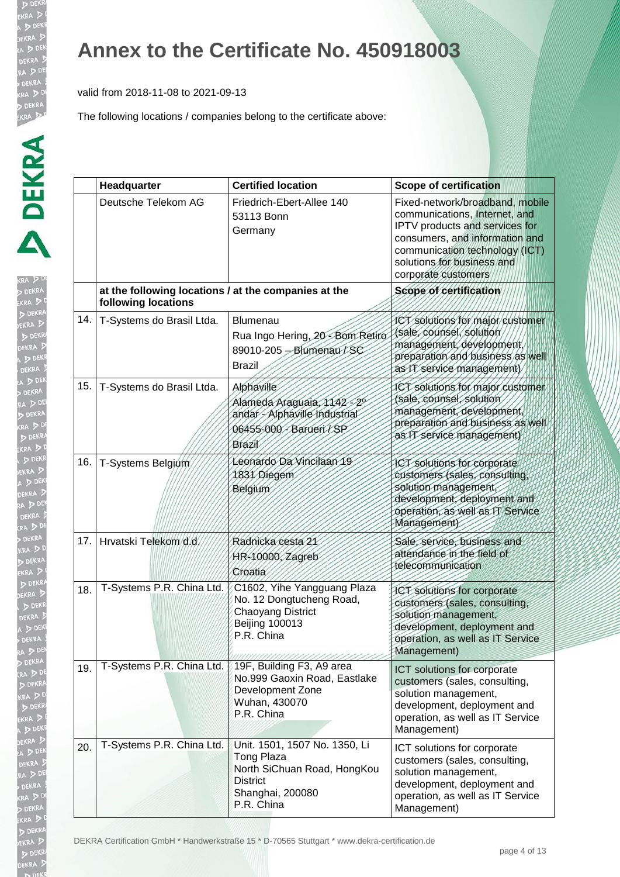# Annex to the Certificate No. 450918003

valid from 2018-11-08 to 2021-09-13

The following locations / companies belong to the certificate above:

| | Headquarter | Certified location | Scope of certification |
|---|---|---|---|
| | Deutsche Telekom AG | Friedrich-Ebert-Allee 140<br>53113 Bonn<br>Germany | Fixed-network/broadband, mobile communications, Internet, and IPTV products and services for consumers, and information and communication technology (ICT) solutions for business and corporate customers |
| | **at the following locations / at the companies at the following locations** | | **Scope of certification** |
| 14. | T-Systems do Brasil Ltda. | Blumenau<br>Rua Ingo Hering, 20 - Bom Retiro<br>89010-205 – Blumenau / SC<br>Brazil | ICT solutions for major customer (sale, counsel, solution management, development, preparation and business as well as IT service management) |
| 15. | T-Systems do Brasil Ltda. | Alphaville<br>Alameda Araguaia, 1142 - 2º andar - Alphaville Industrial<br>06455-000 - Barueri / SP<br>Brazil | ICT solutions for major customer (sale, counsel, solution management, development, preparation and business as well as IT service management) |
| 16. | T-Systems Belgium | Leonardo Da Vincilaan 19<br>1831 Diegem<br>Belgium | ICT solutions for corporate customers (sales, consulting, solution management, development, deployment and operation, as well as IT Service Management) |
| 17. | Hrvatski Telekom d.d. | Radnicka cesta 21<br>HR-10000, Zagreb<br>Croatia | Sale, service, business and attendance in the field of telecommunication |
| 18. | T-Systems P.R. China Ltd. | C1602, Yihe Yangguang Plaza<br>No. 12 Dongtucheng Road, Chaoyang District<br>Beijing 100013<br>P.R. China | ICT solutions for corporate customers (sales, consulting, solution management, development, deployment and operation, as well as IT Service Management) |
| 19. | T-Systems P.R. China Ltd. | 19F, Building F3, A9 area<br>No.999 Gaoxin Road, Eastlake Development Zone<br>Wuhan, 430070<br>P.R. China | ICT solutions for corporate customers (sales, consulting, solution management, development, deployment and operation, as well as IT Service Management) |
| 20. | T-Systems P.R. China Ltd. | Unit. 1501, 1507 No. 1350, Li Tong Plaza<br>North SiChuan Road, HongKou District<br>Shanghai, 200080<br>P.R. China | ICT solutions for corporate customers (sales, consulting, solution management, development, deployment and operation, as well as IT Service Management) |

DEKRA Certification GmbH * Handwerkstraße 15 * D-70565 Stuttgart * www.dekra-certification.de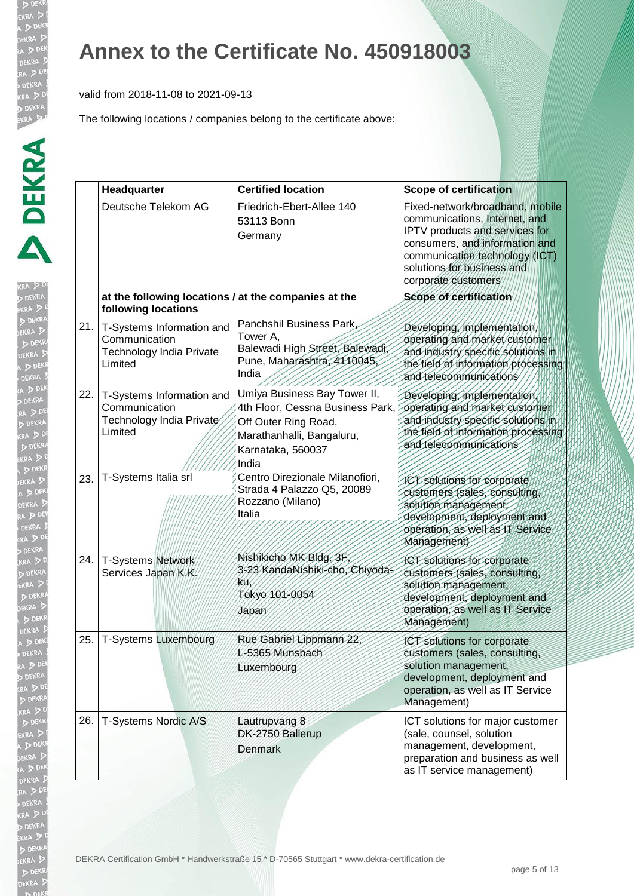# Annex to the Certificate No. 450918003

valid from 2018-11-08 to 2021-09-13

The following locations / companies belong to the certificate above:

| | Headquarter | Certified location | Scope of certification |
|---|---|---|---|
| | Deutsche Telekom AG | Friedrich-Ebert-Allee 140<br>53113 Bonn<br>Germany | Fixed-network/broadband, mobile communications, Internet, and IPTV products and services for consumers, and information and communication technology (ICT) solutions for business and corporate customers |
| | **at the following locations / at the companies at the following locations** | | **Scope of certification** |
| 21. | T-Systems Information and Communication Technology India Private Limited | Panchshil Business Park, Tower A,<br>Balewadi High Street, Balewadi, Pune, Maharashtra, 4110045, India | Developing, implementation, operating and market customer and industry specific solutions in the field of information processing and telecommunications |
| 22. | T-Systems Information and Communication Technology India Private Limited | Umiya Business Bay Tower II, 4th Floor, Cessna Business Park, Off Outer Ring Road, Marathanhalli, Bangaluru, Karnataka, 560037<br>India | Developing, implementation, operating and market customer and industry specific solutions in the field of information processing and telecommunications |
| 23. | T-Systems Italia srl | Centro Direzionale Milanofiori, Strada 4 Palazzo Q5, 20089 Rozzano (Milano)<br>Italia | ICT solutions for corporate customers (sales, consulting, solution management, development, deployment and operation, as well as IT Service Management) |
| 24. | T-Systems Network Services Japan K.K. | Nishikicho MK Bldg. 3F,<br>3-23 KandaNishiki-cho, Chiyoda-ku,<br>Tokyo 101-0054<br>Japan | ICT solutions for corporate customers (sales, consulting, solution management, development, deployment and operation, as well as IT Service Management) |
| 25. | T-Systems Luxembourg | Rue Gabriel Lippmann 22,<br>L-5365 Munsbach<br>Luxembourg | ICT solutions for corporate customers (sales, consulting, solution management, development, deployment and operation, as well as IT Service Management) |
| 26. | T-Systems Nordic A/S | Lautrupvang 8<br>DK-2750 Ballerup<br>Denmark | ICT solutions for major customer (sale, counsel, solution management, development, preparation and business as well as IT service management) |

DEKRA Certification GmbH * Handwerkstraße 15 * D-70565 Stuttgart * www.dekra-certification.de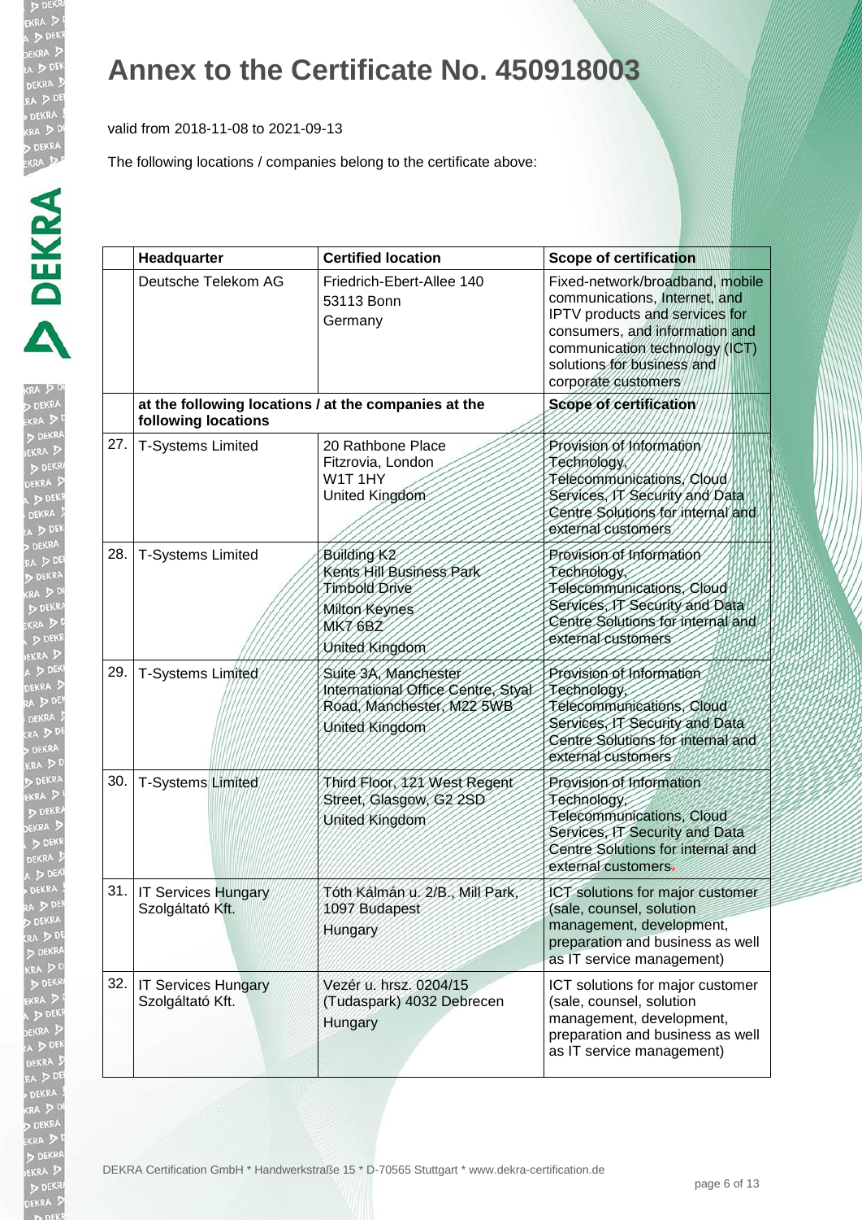# Annex to the Certificate No. 450918003

valid from 2018-11-08 to 2021-09-13

The following locations / companies belong to the certificate above:

| | Headquarter | Certified location | Scope of certification |
|---|---|---|---|
| | Deutsche Telekom AG | Friedrich-Ebert-Allee 140<br>53113 Bonn<br>Germany | Fixed-network/broadband, mobile communications, Internet, and IPTV products and services for consumers, and information and communication technology (ICT) solutions for business and corporate customers |
| | **at the following locations / at the companies at the following locations** | | **Scope of certification** |
| 27. | T-Systems Limited | 20 Rathbone Place<br>Fitzrovia, London<br>W1T 1HY<br>United Kingdom | Provision of Information Technology, Telecommunications, Cloud Services, IT Security and Data Centre Solutions for internal and external customers |
| 28. | T-Systems Limited | Building K2<br>Kents Hill Business Park<br>Timbold Drive<br>Milton Keynes<br>MK7 6BZ<br>United Kingdom | Provision of Information Technology, Telecommunications, Cloud Services, IT Security and Data Centre Solutions for internal and external customers |
| 29. | T-Systems Limited | Suite 3A, Manchester International Office Centre, Styal Road, Manchester, M22 5WB<br>United Kingdom | Provision of Information Technology, Telecommunications, Cloud Services, IT Security and Data Centre Solutions for internal and external customers |
| 30. | T-Systems Limited | Third Floor, 121 West Regent Street, Glasgow, G2 2SD<br>United Kingdom | Provision of Information Technology, Telecommunications, Cloud Services, IT Security and Data Centre Solutions for internal and external customers. |
| 31. | IT Services Hungary Szolgáltató Kft. | Tóth Kálmán u. 2/B., Mill Park, 1097 Budapest<br>Hungary | ICT solutions for major customer (sale, counsel, solution management, development, preparation and business as well as IT service management) |
| 32. | IT Services Hungary Szolgáltató Kft. | Vezér u. hrsz. 0204/15 (Tudaspark) 4032 Debrecen<br>Hungary | ICT solutions for major customer (sale, counsel, solution management, development, preparation and business as well as IT service management) |

DEKRA Certification GmbH * Handwerkstraße 15 * D-70565 Stuttgart * www.dekra-certification.de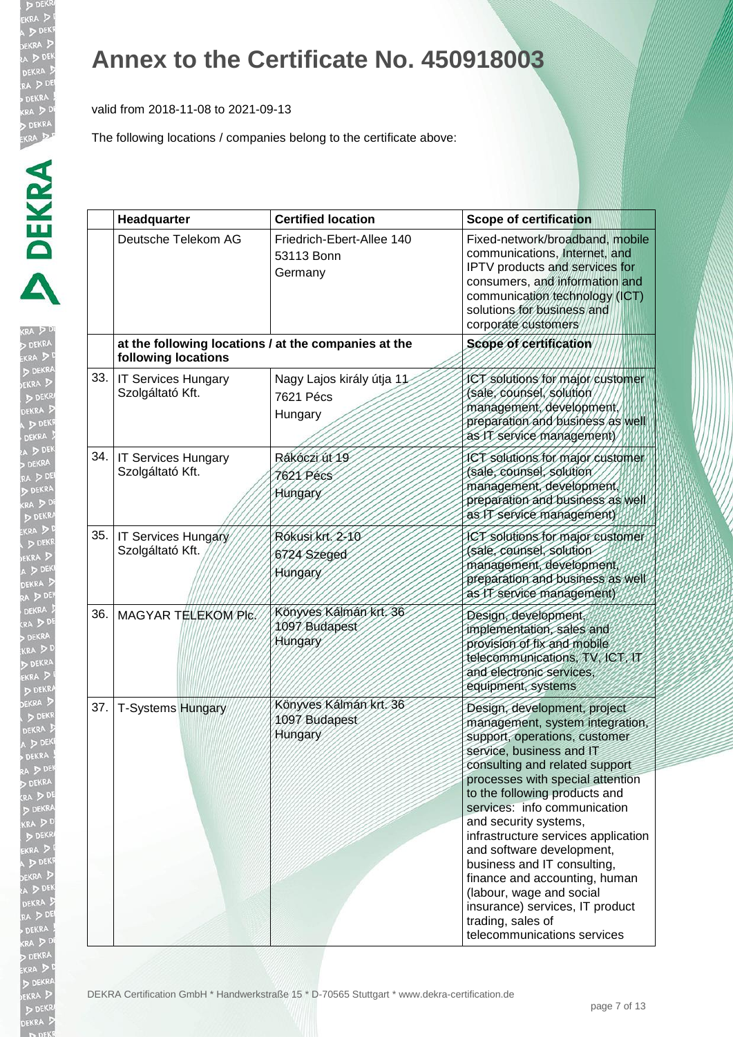# Annex to the Certificate No. 450918003

valid from 2018-11-08 to 2021-09-13

The following locations / companies belong to the certificate above:

| | Headquarter | Certified location | Scope of certification |
|---|---|---|---|
| | Deutsche Telekom AG | Friedrich-Ebert-Allee 140<br>53113 Bonn<br>Germany | Fixed-network/broadband, mobile communications, Internet, and IPTV products and services for consumers, and information and communication technology (ICT) solutions for business and corporate customers |
| | **at the following locations / at the companies at the following locations** | | **Scope of certification** |
| 33. | IT Services Hungary Szolgáltató Kft. | Nagy Lajos király útja 11<br>7621 Pécs<br>Hungary | ICT solutions for major customer (sale, counsel, solution management, development, preparation and business as well as IT service management) |
| 34. | IT Services Hungary Szolgáltató Kft. | Rákóczi út 19<br>7621 Pécs<br>Hungary | ICT solutions for major customer (sale, counsel, solution management, development, preparation and business as well as IT service management) |
| 35. | IT Services Hungary Szolgáltató Kft. | Rókusi krt. 2-10<br>6724 Szeged<br>Hungary | ICT solutions for major customer (sale, counsel, solution management, development, preparation and business as well as IT service management) |
| 36. | MAGYAR TELEKOM Plc. | Könyves Kálmán krt. 36<br>1097 Budapest<br>Hungary | Design, development, implementation, sales and provision of fix and mobile telecommunications, TV, ICT, IT and electronic services, equipment, systems |
| 37. | T-Systems Hungary | Könyves Kálmán krt. 36<br>1097 Budapest<br>Hungary | Design, development, project management, system integration, support, operations, customer service, business and IT consulting and related support processes with special attention to the following products and services: info communication and security systems, infrastructure services application and software development, business and IT consulting, finance and accounting, human (labour, wage and social insurance) services, IT product trading, sales of telecommunications services |

DEKRA Certification GmbH * Handwerkstraße 15 * D-70565 Stuttgart * www.dekra-certification.de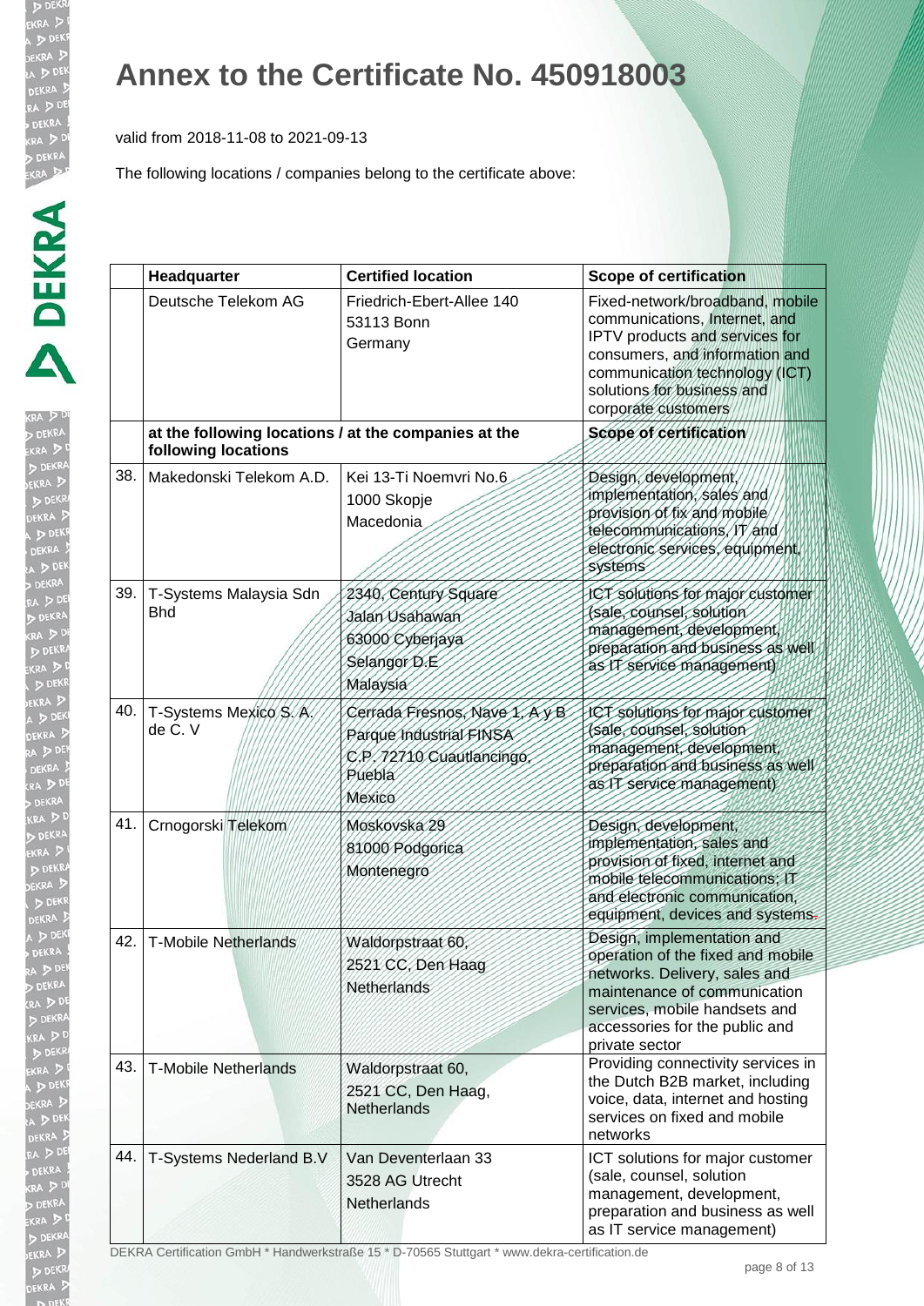# Annex to the Certificate No. 450918003

valid from 2018-11-08 to 2021-09-13

The following locations / companies belong to the certificate above:

| | Headquarter | Certified location | Scope of certification |
|---|---|---|---|
| | Deutsche Telekom AG | Friedrich-Ebert-Allee 140<br>53113 Bonn<br>Germany | Fixed-network/broadband, mobile communications, Internet, and IPTV products and services for consumers, and information and communication technology (ICT) solutions for business and corporate customers |
| | **at the following locations / at the companies at the following locations** | | **Scope of certification** |
| 38. | Makedonski Telekom A.D. | Kei 13-Ti Noemvri No.6<br>1000 Skopje<br>Macedonia | Design, development, implementation, sales and provision of fix and mobile telecommunications, IT and electronic services, equipment, systems |
| 39. | T-Systems Malaysia Sdn Bhd | 2340, Century Square<br>Jalan Usahawan<br>63000 Cyberjaya<br>Selangor D.E<br>Malaysia | ICT solutions for major customer (sale, counsel, solution management, development, preparation and business as well as IT service management) |
| 40. | T-Systems Mexico S. A. de C. V | Cerrada Fresnos, Nave 1, A y B<br>Parque Industrial FINSA<br>C.P. 72710 Cuautlancingo, Puebla<br>Mexico | ICT solutions for major customer (sale, counsel, solution management, development, preparation and business as well as IT service management) |
| 41. | Crnogorski Telekom | Moskovska 29<br>81000 Podgorica<br>Montenegro | Design, development, implementation, sales and provision of fixed, internet and mobile telecommunications; IT and electronic communication, equipment, devices and systems. |
| 42. | T-Mobile Netherlands | Waldorpstraat 60,<br>2521 CC, Den Haag<br>Netherlands | Design, implementation and operation of the fixed and mobile networks. Delivery, sales and maintenance of communication services, mobile handsets and accessories for the public and private sector |
| 43. | T-Mobile Netherlands | Waldorpstraat 60,<br>2521 CC, Den Haag,<br>Netherlands | Providing connectivity services in the Dutch B2B market, including voice, data, internet and hosting services on fixed and mobile networks |
| 44. | T-Systems Nederland B.V | Van Deventerlaan 33<br>3528 AG Utrecht<br>Netherlands | ICT solutions for major customer (sale, counsel, solution management, development, preparation and business as well as IT service management) |

DEKRA Certification GmbH * Handwerkstraße 15 * D-70565 Stuttgart * www.dekra-certification.de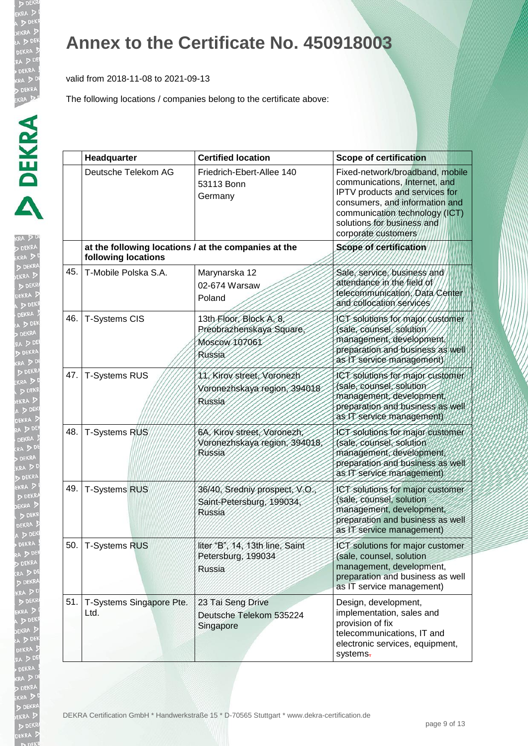# Annex to the Certificate No. 450918003

valid from 2018-11-08 to 2021-09-13

The following locations / companies belong to the certificate above:

| | Headquarter | Certified location | Scope of certification |
|---|---|---|---|
| | Deutsche Telekom AG | Friedrich-Ebert-Allee 140<br>53113 Bonn<br>Germany | Fixed-network/broadband, mobile communications, Internet, and IPTV products and services for consumers, and information and communication technology (ICT) solutions for business and corporate customers |
| | **at the following locations / at the companies at the following locations** | | **Scope of certification** |
| 45. | T-Mobile Polska S.A. | Marynarska 12<br>02-674 Warsaw<br>Poland | Sale, service, business and attendance in the field of telecommunication, Data Center and collocation services |
| 46. | T-Systems CIS | 13th Floor, Block A, 8, Preobrazhenskaya Square, Moscow 107061<br>Russia | ICT solutions for major customer (sale, counsel, solution management, development, preparation and business as well as IT service management) |
| 47. | T-Systems RUS | 11, Kirov street, Voronezh<br>Voronezhskaya region, 394018<br>Russia | ICT solutions for major customer (sale, counsel, solution management, development, preparation and business as well as IT service management) |
| 48. | T-Systems RUS | 6A, Kirov street, Voronezh, Voronezhskaya region, 394018, Russia | ICT solutions for major customer (sale, counsel, solution management, development, preparation and business as well as IT service management) |
| 49. | T-Systems RUS | 36/40, Sredniy prospect, V.O., Saint-Petersburg, 199034, Russia | ICT solutions for major customer (sale, counsel, solution management, development, preparation and business as well as IT service management) |
| 50. | T-Systems RUS | liter "B", 14, 13th line, Saint Petersburg, 199034<br>Russia | ICT solutions for major customer (sale, counsel, solution management, development, preparation and business as well as IT service management) |
| 51. | T-Systems Singapore Pte. Ltd. | 23 Tai Seng Drive<br>Deutsche Telekom 535224<br>Singapore | Design, development, implementation, sales and provision of fix telecommunications, IT and electronic services, equipment, systems. |

DEKRA Certification GmbH * Handwerkstraße 15 * D-70565 Stuttgart * www.dekra-certification.de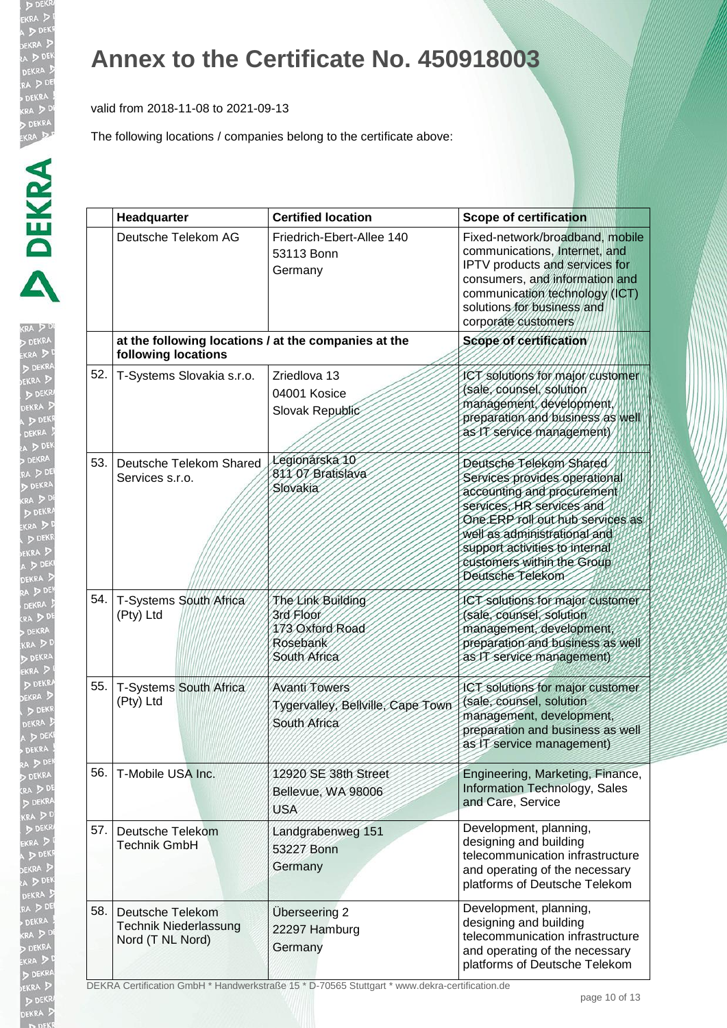# Annex to the Certificate No. 450918003

valid from 2018-11-08 to 2021-09-13

The following locations / companies belong to the certificate above:

| | Headquarter | Certified location | Scope of certification |
|---|---|---|---|
| | Deutsche Telekom AG | Friedrich-Ebert-Allee 140<br>53113 Bonn<br>Germany | Fixed-network/broadband, mobile communications, Internet, and IPTV products and services for consumers, and information and communication technology (ICT) solutions for business and corporate customers |
| | **at the following locations / at the companies at the following locations** | | **Scope of certification** |
| 52. | T-Systems Slovakia s.r.o. | Zriedlova 13<br>04001 Kosice<br>Slovak Republic | ICT solutions for major customer (sale, counsel, solution management, development, preparation and business as well as IT service management) |
| 53. | Deutsche Telekom Shared Services s.r.o. | Legionárska 10<br>811 07 Bratislava<br>Slovakia | Deutsche Telekom Shared Services provides operational accounting and procurement services, HR services and One.ERP roll out hub services as well as administrational and support activities to internal customers within the Group Deutsche Telekom |
| 54. | T-Systems South Africa (Pty) Ltd | The Link Building<br>3rd Floor<br>173 Oxford Road<br>Rosebank<br>South Africa | ICT solutions for major customer (sale, counsel, solution management, development, preparation and business as well as IT service management) |
| 55. | T-Systems South Africa (Pty) Ltd | Avanti Towers<br>Tygervalley, Bellville, Cape Town<br>South Africa | ICT solutions for major customer (sale, counsel, solution management, development, preparation and business as well as IT service management) |
| 56. | T-Mobile USA Inc. | 12920 SE 38th Street<br>Bellevue, WA 98006<br>USA | Engineering, Marketing, Finance, Information Technology, Sales and Care, Service |
| 57. | Deutsche Telekom Technik GmbH | Landgrabenweg 151<br>53227 Bonn<br>Germany | Development, planning, designing and building telecommunication infrastructure and operating of the necessary platforms of Deutsche Telekom |
| 58. | Deutsche Telekom Technik Niederlassung Nord (T NL Nord) | Überseering 2<br>22297 Hamburg<br>Germany | Development, planning, designing and building telecommunication infrastructure and operating of the necessary platforms of Deutsche Telekom |

DEKRA Certification GmbH * Handwerkstraße 15 * D-70565 Stuttgart * www.dekra-certification.de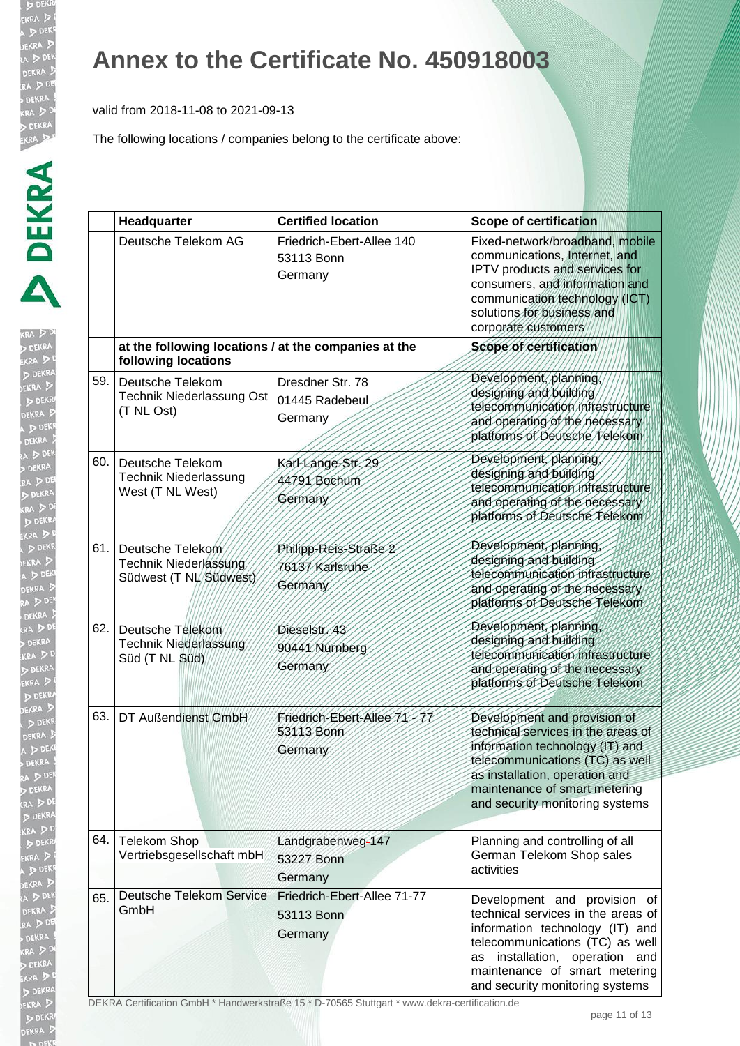# Annex to the Certificate No. 450918003

valid from 2018-11-08 to 2021-09-13

The following locations / companies belong to the certificate above:

| | Headquarter | Certified location | Scope of certification |
|---|---|---|---|
| | Deutsche Telekom AG | Friedrich-Ebert-Allee 140<br>53113 Bonn<br>Germany | Fixed-network/broadband, mobile communications, Internet, and IPTV products and services for consumers, and information and communication technology (ICT) solutions for business and corporate customers |
| | **at the following locations / at the companies at the following locations** | | **Scope of certification** |
| 59. | Deutsche Telekom Technik Niederlassung Ost (T NL Ost) | Dresdner Str. 78<br>01445 Radebeul<br>Germany | Development, planning, designing and building telecommunication infrastructure and operating of the necessary platforms of Deutsche Telekom |
| 60. | Deutsche Telekom Technik Niederlassung West (T NL West) | Karl-Lange-Str. 29<br>44791 Bochum<br>Germany | Development, planning, designing and building telecommunication infrastructure and operating of the necessary platforms of Deutsche Telekom |
| 61. | Deutsche Telekom Technik Niederlassung Südwest (T NL Südwest) | Philipp-Reis-Straße 2<br>76137 Karlsruhe<br>Germany | Development, planning, designing and building telecommunication infrastructure and operating of the necessary platforms of Deutsche Telekom |
| 62. | Deutsche Telekom Technik Niederlassung Süd (T NL Süd) | Dieselstr. 43<br>90441 Nürnberg<br>Germany | Development, planning, designing and building telecommunication infrastructure and operating of the necessary platforms of Deutsche Telekom |
| 63. | DT Außendienst GmbH | Friedrich-Ebert-Allee 71 - 77<br>53113 Bonn<br>Germany | Development and provision of technical services in the areas of information technology (IT) and telecommunications (TC) as well as installation, operation and maintenance of smart metering and security monitoring systems |
| 64. | Telekom Shop Vertriebsgesellschaft mbH | Landgrabenweg 147<br>53227 Bonn<br>Germany | Planning and controlling of all German Telekom Shop sales activities |
| 65. | Deutsche Telekom Service GmbH | Friedrich-Ebert-Allee 71-77<br>53113 Bonn<br>Germany | Development and provision of technical services in the areas of information technology (IT) and telecommunications (TC) as well as installation, operation and maintenance of smart metering and security monitoring systems |

DEKRA Certification GmbH * Handwerkstraße 15 * D-70565 Stuttgart * www.dekra-certification.de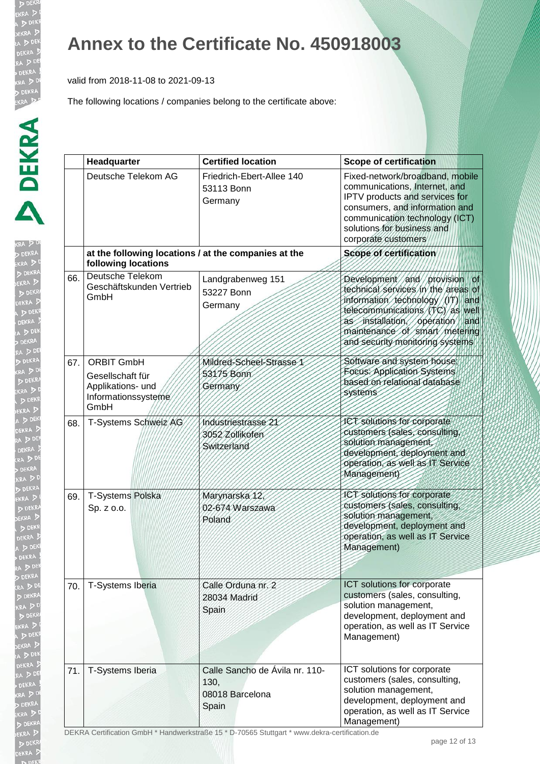# Annex to the Certificate No. 450918003

valid from 2018-11-08 to 2021-09-13

The following locations / companies belong to the certificate above:

| | Headquarter | Certified location | Scope of certification |
|---|---|---|---|
| | Deutsche Telekom AG | Friedrich-Ebert-Allee 140<br>53113 Bonn<br>Germany | Fixed-network/broadband, mobile communications, Internet, and IPTV products and services for consumers, and information and communication technology (ICT) solutions for business and corporate customers |
| | **at the following locations / at the companies at the following locations** | | **Scope of certification** |
| 66. | Deutsche Telekom Geschäftskunden Vertrieb GmbH | Landgrabenweg 151<br>53227 Bonn<br>Germany | Development and provision of technical services in the areas of information technology (IT) and telecommunications (TC) as well as installation, operation and maintenance of smart metering and security monitoring systems |
| 67. | ORBIT GmbH<br>Gesellschaft für Applikations- und Informationssysteme GmbH | Mildred-Scheel-Strasse 1<br>53175 Bonn<br>Germany | Software and system house; Focus: Application Systems based on relational database systems |
| 68. | T-Systems Schweiz AG | Industriestrasse 21<br>3052 Zollikofen<br>Switzerland | ICT solutions for corporate customers (sales, consulting, solution management, development, deployment and operation, as well as IT Service Management) |
| 69. | T-Systems Polska Sp. z o.o. | Marynarska 12,<br>02-674 Warszawa<br>Poland | ICT solutions for corporate customers (sales, consulting, solution management, development, deployment and operation, as well as IT Service Management) |
| 70. | T-Systems Iberia | Calle Orduna nr. 2<br>28034 Madrid<br>Spain | ICT solutions for corporate customers (sales, consulting, solution management, development, deployment and operation, as well as IT Service Management) |
| 71. | T-Systems Iberia | Calle Sancho de Ávila nr. 110-130,<br>08018 Barcelona<br>Spain | ICT solutions for corporate customers (sales, consulting, solution management, development, deployment and operation, as well as IT Service Management) |

DEKRA Certification GmbH * Handwerkstraße 15 * D-70565 Stuttgart * www.dekra-certification.de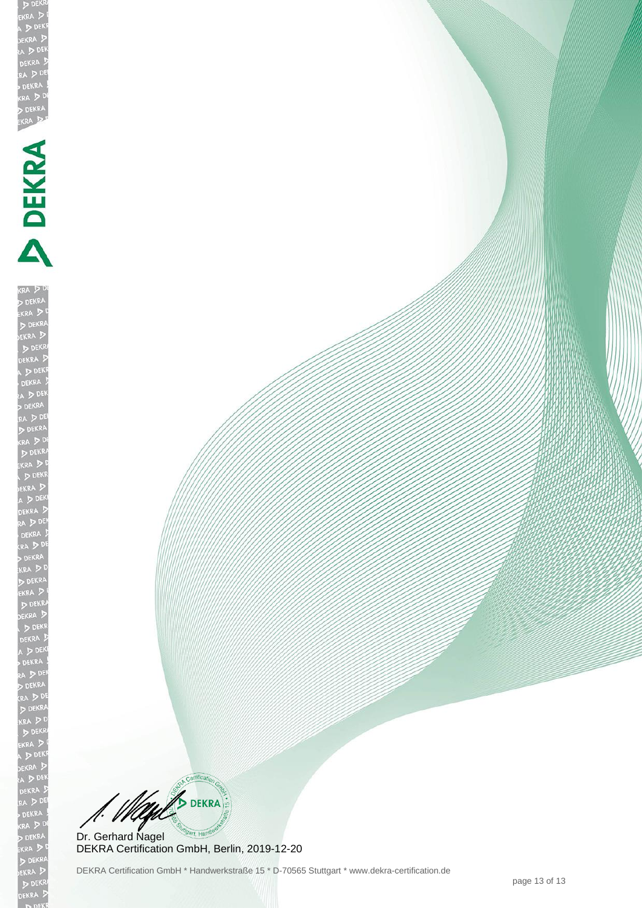Dr. Gerhard Nagel
DEKRA Certification GmbH, Berlin, 2019-12-20

DEKRA Certification GmbH * Handwerkstraße 15 * D-70565 Stuttgart * www.dekra-certification.de